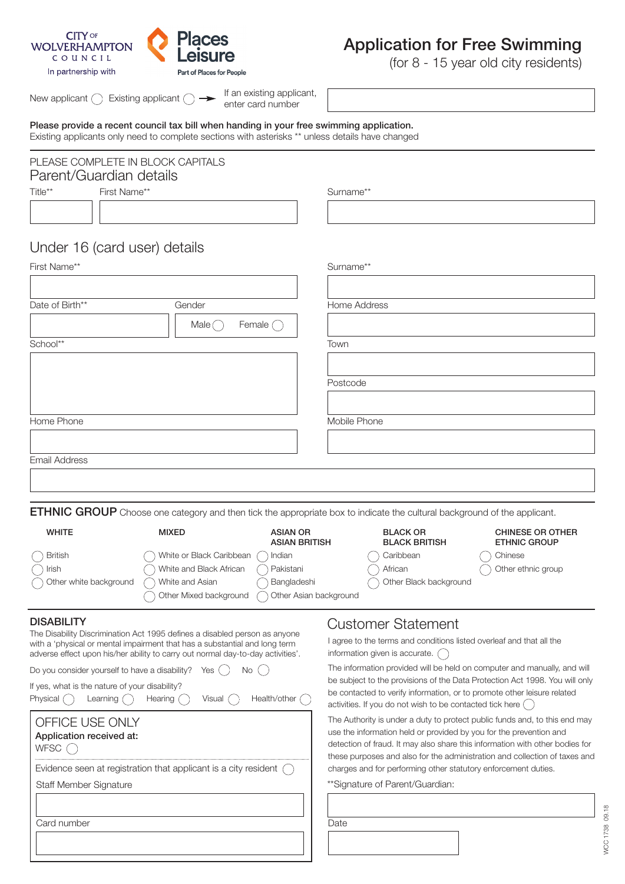CITY OF WOLVERHAMPTON COUNCIL

In partnership with

Places Leisure

Part of Places for People

# Application for Free Swimming

(for 8 - 15 year old city residents)

New applicant ◯ Existing applicant ◯ → If an existing applicant, enter card number

**Please provide a recent council tax bill when handing in your free swimming application.**
Existing applicants only need to complete sections with asterisks ** unless details have changed

PLEASE COMPLETE IN BLOCK CAPITALS

## Parent/Guardian details

Title**

First Name**

Surname**

## Under 16 (card user) details

First Name**

Surname**

Date of Birth**

Gender: Male ◯ Female ◯

Home Address

School**

Town

Postcode

Home Phone

Mobile Phone

Email Address

**ETHNIC GROUP** Choose one category and then tick the appropriate box to indicate the cultural background of the applicant.

| WHITE | MIXED | ASIAN OR ASIAN BRITISH | BLACK OR BLACK BRITISH | CHINESE OR OTHER ETHNIC GROUP |
|---|---|---|---|---|
| ◯ British | ◯ White or Black Caribbean | ◯ Indian | ◯ Caribbean | ◯ Chinese |
| ◯ Irish | ◯ White and Black African | ◯ Pakistani | ◯ African | ◯ Other ethnic group |
| ◯ Other white background | ◯ White and Asian | ◯ Bangladeshi | ◯ Other Black background | |
| | ◯ Other Mixed background | ◯ Other Asian background | | |

**DISABILITY**

The Disability Discrimination Act 1995 defines a disabled person as anyone with a 'physical or mental impairment that has a substantial and long term adverse effect upon his/her ability to carry out normal day-to-day activities'.

Do you consider yourself to have a disability? Yes ◯ No ◯

If yes, what is the nature of your disability?

Physical ◯ Learning ◯ Hearing ◯ Visual ◯ Health/other ◯

OFFICE USE ONLY

**Application received at:**

WFSC ◯

Evidence seen at registration that applicant is a city resident ◯

Staff Member Signature

Card number

## Customer Statement

I agree to the terms and conditions listed overleaf and that all the information given is accurate. ◯

The information provided will be held on computer and manually, and will be subject to the provisions of the Data Protection Act 1998. You will only be contacted to verify information, or to promote other leisure related activities. If you do not wish to be contacted tick here ◯

The Authority is under a duty to protect public funds and, to this end may use the information held or provided by you for the prevention and detection of fraud. It may also share this information with other bodies for these purposes and also for the administration and collection of taxes and charges and for performing other statutory enforcement duties.

**Signature of Parent/Guardian:

Date

WCC 1738 09.18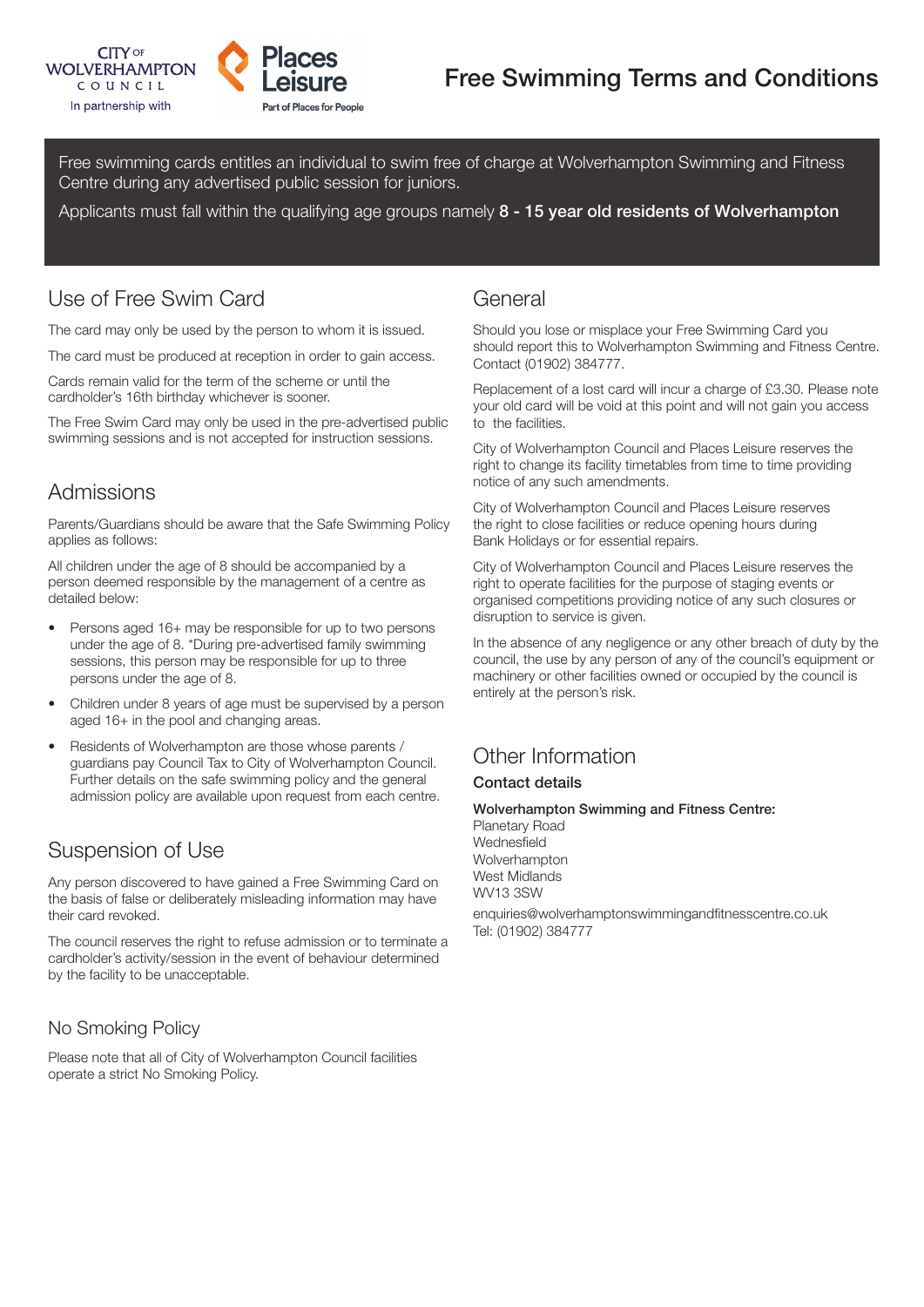CITY OF WOLVERHAMPTON COUNCIL

In partnership with

Places Leisure

Part of Places for People

# Free Swimming Terms and Conditions

Free swimming cards entitles an individual to swim free of charge at Wolverhampton Swimming and Fitness Centre during any advertised public session for juniors.

Applicants must fall within the qualifying age groups namely **8 - 15 year old residents of Wolverhampton**

## Use of Free Swim Card

The card may only be used by the person to whom it is issued.

The card must be produced at reception in order to gain access.

Cards remain valid for the term of the scheme or until the cardholder's 16th birthday whichever is sooner.

The Free Swim Card may only be used in the pre-advertised public swimming sessions and is not accepted for instruction sessions.

## Admissions

Parents/Guardians should be aware that the Safe Swimming Policy applies as follows:

All children under the age of 8 should be accompanied by a person deemed responsible by the management of a centre as detailed below:

- Persons aged 16+ may be responsible for up to two persons under the age of 8. *During pre-advertised family swimming sessions, this person may be responsible for up to three persons under the age of 8.
- Children under 8 years of age must be supervised by a person aged 16+ in the pool and changing areas.
- Residents of Wolverhampton are those whose parents / guardians pay Council Tax to City of Wolverhampton Council. Further details on the safe swimming policy and the general admission policy are available upon request from each centre.

## Suspension of Use

Any person discovered to have gained a Free Swimming Card on the basis of false or deliberately misleading information may have their card revoked.

The council reserves the right to refuse admission or to terminate a cardholder's activity/session in the event of behaviour determined by the facility to be unacceptable.

## No Smoking Policy

Please note that all of City of Wolverhampton Council facilities operate a strict No Smoking Policy.

## General

Should you lose or misplace your Free Swimming Card you should report this to Wolverhampton Swimming and Fitness Centre. Contact (01902) 384777.

Replacement of a lost card will incur a charge of £3.30. Please note your old card will be void at this point and will not gain you access to the facilities.

City of Wolverhampton Council and Places Leisure reserves the right to change its facility timetables from time to time providing notice of any such amendments.

City of Wolverhampton Council and Places Leisure reserves the right to close facilities or reduce opening hours during Bank Holidays or for essential repairs.

City of Wolverhampton Council and Places Leisure reserves the right to operate facilities for the purpose of staging events or organised competitions providing notice of any such closures or disruption to service is given.

In the absence of any negligence or any other breach of duty by the council, the use by any person of any of the council's equipment or machinery or other facilities owned or occupied by the council is entirely at the person's risk.

## Other Information

### Contact details

**Wolverhampton Swimming and Fitness Centre:**
Planetary Road
Wednesfield
Wolverhampton
West Midlands
WV13 3SW

enquiries@wolverhamptonswimmingandfitnesscentre.co.uk
Tel: (01902) 384777